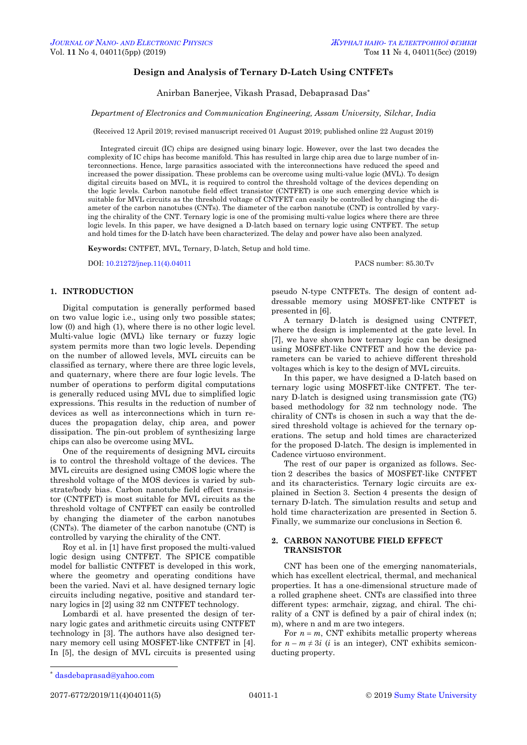# Design and Analysis of Ternary D-Latch Using CNTFETs

Anirban Banerjee, Vikash Prasad, Debaprasad Das*

*Department of Electronics and Communication Engineering, Assam University, Silchar, India*

(Received 12 April 2019; revised manuscript received 01 August 2019; published online 22 August 2019)

Integrated circuit (IC) chips are designed using binary logic. However, over the last two decades the complexity of IC chips has become manifold. This has resulted in large chip area due to large number of interconnections. Hence, large parasitics associated with the interconnections have reduced the speed and increased the power dissipation. These problems can be overcome using multi-value logic (MVL). To design digital circuits based on MVL, it is required to control the threshold voltage of the devices depending on the logic levels. Carbon nanotube field effect transistor (CNTFET) is one such emerging device which is suitable for MVL circuits as the threshold voltage of CNTFET can easily be controlled by changing the diameter of the carbon nanotubes (CNTs). The diameter of the carbon nanotube (CNT) is controlled by varying the chirality of the CNT. Ternary logic is one of the promising multi-value logics where there are three logic levels. In this paper, we have designed a D-latch based on ternary logic using CNTFET. The setup and hold times for the D-latch have been characterized. The delay and power have also been analyzed.

**Keywords:** CNTFET, MVL, Ternary, D-latch, Setup and hold time.

DOI: 10.21272/jnep.11(4).04011

PACS number: 85.30.Tv

## 1. INTRODUCTION

Digital computation is generally performed based on two value logic i.e., using only two possible states; low (0) and high (1), where there is no other logic level. Multi-value logic (MVL) like ternary or fuzzy logic system permits more than two logic levels. Depending on the number of allowed levels, MVL circuits can be classified as ternary, where there are three logic levels, and quaternary, where there are four logic levels. The number of operations to perform digital computations is generally reduced using MVL due to simplified logic expressions. This results in the reduction of number of devices as well as interconnections which in turn reduces the propagation delay, chip area, and power dissipation. The pin-out problem of synthesizing large chips can also be overcome using MVL.

One of the requirements of designing MVL circuits is to control the threshold voltage of the devices. The MVL circuits are designed using CMOS logic where the threshold voltage of the MOS devices is varied by substrate/body bias. Carbon nanotube field effect transistor (CNTFET) is most suitable for MVL circuits as the threshold voltage of CNTFET can easily be controlled by changing the diameter of the carbon nanotubes (CNTs). The diameter of the carbon nanotube (CNT) is controlled by varying the chirality of the CNT.

Roy et al. in [1] have first proposed the multi-valued logic design using CNTFET. The SPICE compatible model for ballistic CNTFET is developed in this work, where the geometry and operating conditions have been the varied. Navi et al. have designed ternary logic circuits including negative, positive and standard ternary logics in [2] using 32 nm CNTFET technology.

Lombardi et al. have presented the design of ternary logic gates and arithmetic circuits using CNTFET technology in [3]. The authors have also designed ternary memory cell using MOSFET-like CNTFET in [4]. In [5], the design of MVL circuits is presented using pseudo N-type CNTFETs. The design of content addressable memory using MOSFET-like CNTFET is presented in [6].

A ternary D-latch is designed using CNTFET, where the design is implemented at the gate level. In [7], we have shown how ternary logic can be designed using MOSFET-like CNTFET and how the device parameters can be varied to achieve different threshold voltages which is key to the design of MVL circuits.

In this paper, we have designed a D-latch based on ternary logic using MOSFET-like CNTFET. The ternary D-latch is designed using transmission gate (TG) based methodology for 32 nm technology node. The chirality of CNTs is chosen in such a way that the desired threshold voltage is achieved for the ternary operations. The setup and hold times are characterized for the proposed D-latch. The design is implemented in Cadence virtuoso environment.

The rest of our paper is organized as follows. Section 2 describes the basics of MOSFET-like CNTFET and its characteristics. Ternary logic circuits are explained in Section 3. Section 4 presents the design of ternary D-latch. The simulation results and setup and hold time characterization are presented in Section 5. Finally, we summarize our conclusions in Section 6.

## 2. CARBON NANOTUBE FIELD EFFECT TRANSISTOR

CNT has been one of the emerging nanomaterials, which has excellent electrical, thermal, and mechanical properties. It has a one-dimensional structure made of a rolled graphene sheet. CNTs are classified into three different types: armchair, zigzag, and chiral. The chirality of a CNT is defined by a pair of chiral index (n; m), where n and m are two integers.

For $n = m$, CNT exhibits metallic property whereas for $n - m \neq 3i$ ($i$ is an integer), CNT exhibits semiconducting property.

---

* dasdebaprasad@yahoo.com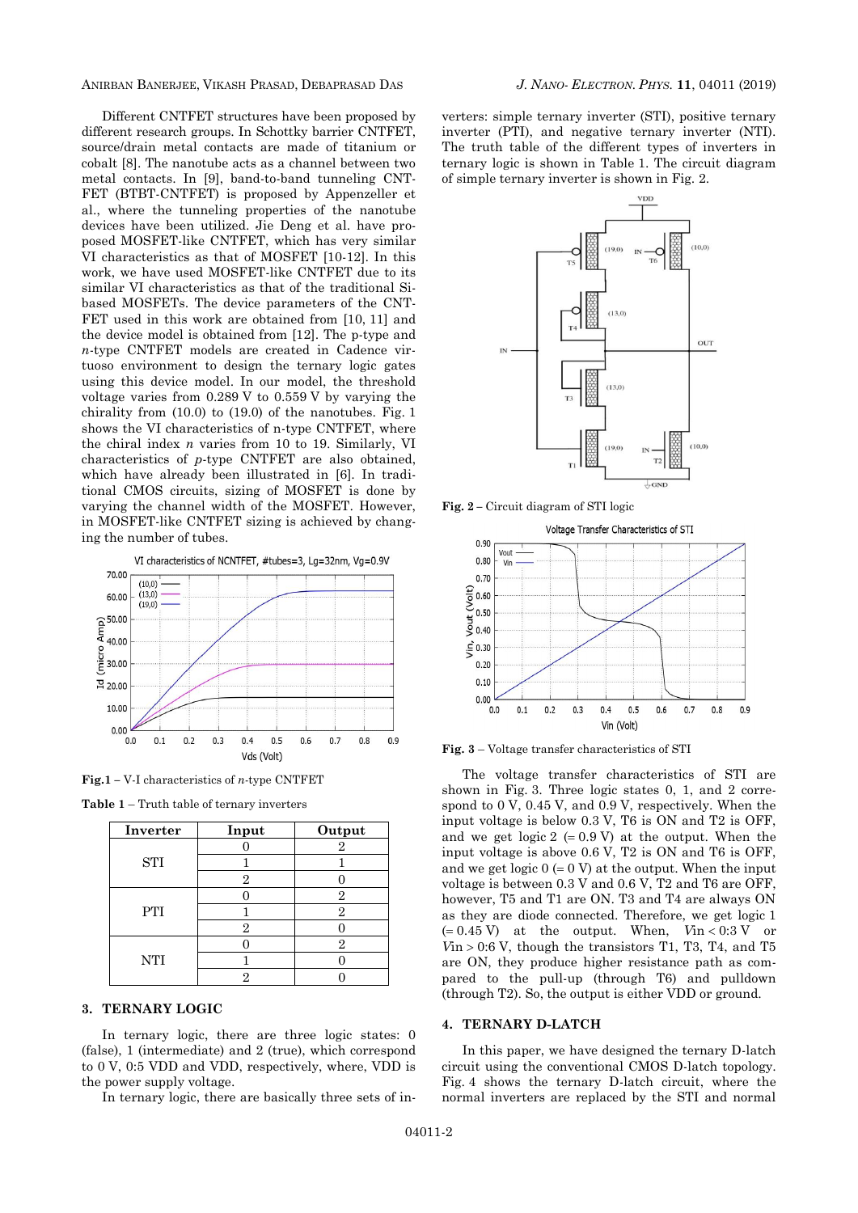Different CNTFET structures have been proposed by different research groups. In Schottky barrier CNTFET, source/drain metal contacts are made of titanium or cobalt [8]. The nanotube acts as a channel between two metal contacts. In [9], band-to-band tunneling CNT-FET (BTBT-CNTFET) is proposed by Appenzeller et al., where the tunneling properties of the nanotube devices have been utilized. Jie Deng et al. have proposed MOSFET-like CNTFET, which has very similar VI characteristics as that of MOSFET [10-12]. In this work, we have used MOSFET-like CNTFET due to its similar VI characteristics as that of the traditional Si-based MOSFETs. The device parameters of the CNT-FET used in this work are obtained from [10, 11] and the device model is obtained from [12]. The p-type and *n*-type CNTFET models are created in Cadence virtuoso environment to design the ternary logic gates using this device model. In our model, the threshold voltage varies from 0.289 V to 0.559 V by varying the chirality from (10.0) to (19.0) of the nanotubes. Fig. 1 shows the VI characteristics of n-type CNTFET, where the chiral index *n* varies from 10 to 19. Similarly, VI characteristics of *p*-type CNTFET are also obtained, which have already been illustrated in [6]. In traditional CMOS circuits, sizing of MOSFET is done by varying the channel width of the MOSFET. However, in MOSFET-like CNTFET sizing is achieved by changing the number of tubes.

**Fig.1** – V-I characteristics of *n*-type CNTFET

**Table 1** – Truth table of ternary inverters

| Inverter | Input | Output |
|---|---|---|
| STI | 0 | 2 |
| | 1 | 1 |
| | 2 | 0 |
| PTI | 0 | 2 |
| | 1 | 2 |
| | 2 | 0 |
| NTI | 0 | 2 |
| | 1 | 0 |
| | 2 | 0 |

## 3. TERNARY LOGIC

In ternary logic, there are three logic states: 0 (false), 1 (intermediate) and 2 (true), which correspond to 0 V, 0:5 VDD and VDD, respectively, where, VDD is the power supply voltage.

In ternary logic, there are basically three sets of inverters: simple ternary inverter (STI), positive ternary inverter (PTI), and negative ternary inverter (NTI). The truth table of the different types of inverters in ternary logic is shown in Table 1. The circuit diagram of simple ternary inverter is shown in Fig. 2.

**Fig. 2** – Circuit diagram of STI logic

**Fig. 3** – Voltage transfer characteristics of STI

The voltage transfer characteristics of STI are shown in Fig. 3. Three logic states 0, 1, and 2 correspond to 0 V, 0.45 V, and 0.9 V, respectively. When the input voltage is below 0.3 V, T6 is ON and T2 is OFF, and we get logic 2 (= 0.9 V) at the output. When the input voltage is above 0.6 V, T2 is ON and T6 is OFF, and we get logic 0 (= 0 V) at the output. When the input voltage is between 0.3 V and 0.6 V, T2 and T6 are OFF, however, T5 and T1 are ON. T3 and T4 are always ON as they are diode connected. Therefore, we get logic 1 (= 0.45 V) at the output. When, $V$in < 0:3 V or $V$in > 0:6 V, though the transistors T1, T3, T4, and T5 are ON, they produce higher resistance path as compared to the pull-up (through T6) and pulldown (through T2). So, the output is either VDD or ground.

## 4. TERNARY D-LATCH

In this paper, we have designed the ternary D-latch circuit using the conventional CMOS D-latch topology. Fig. 4 shows the ternary D-latch circuit, where the normal inverters are replaced by the STI and normal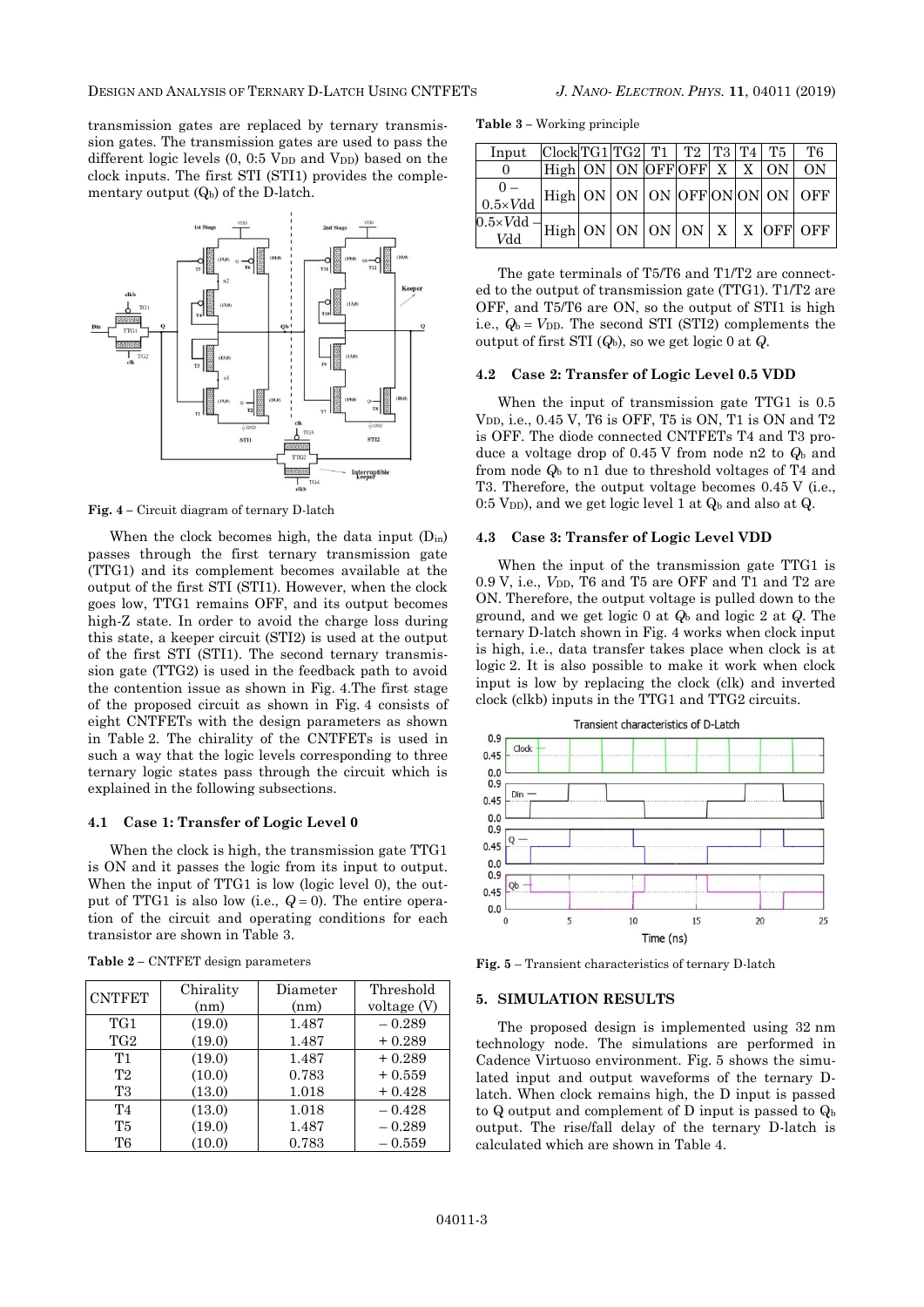transmission gates are replaced by ternary transmission gates. The transmission gates are used to pass the different logic levels (0, 0.5 $V_{DD}$ and $V_{DD}$) based on the clock inputs. The first STI (STI1) provides the complementary output ($Q_b$) of the D-latch.

Fig. 4 – Circuit diagram of ternary D-latch

When the clock becomes high, the data input ($D_{in}$) passes through the first ternary transmission gate (TTG1) and its complement becomes available at the output of the first STI (STI1). However, when the clock goes low, TTG1 remains OFF, and its output becomes high-Z state. In order to avoid the charge loss during this state, a keeper circuit (STI2) is used at the output of the first STI (STI1). The second ternary transmission gate (TTG2) is used in the feedback path to avoid the contention issue as shown in Fig. 4.The first stage of the proposed circuit as shown in Fig. 4 consists of eight CNTFETs with the design parameters as shown in Table 2. The chirality of the CNTFETs is used in such a way that the logic levels corresponding to three ternary logic states pass through the circuit which is explained in the following subsections.

### 4.1 Case 1: Transfer of Logic Level 0

When the clock is high, the transmission gate TTG1 is ON and it passes the logic from its input to output. When the input of TTG1 is low (logic level 0), the output of TTG1 is also low (i.e., $Q = 0$). The entire operation of the circuit and operating conditions for each transistor are shown in Table 3.

**Table 2** – CNTFET design parameters

| CNTFET | Chirality (nm) | Diameter (nm) | Threshold voltage (V) |
|---|---|---|---|
| TG1 | (19.0) | 1.487 | – 0.289 |
| TG2 | (19.0) | 1.487 | + 0.289 |
| T1 | (19.0) | 1.487 | + 0.289 |
| T2 | (10.0) | 0.783 | + 0.559 |
| T3 | (13.0) | 1.018 | + 0.428 |
| T4 | (13.0) | 1.018 | – 0.428 |
| T5 | (19.0) | 1.487 | – 0.289 |
| T6 | (10.0) | 0.783 | – 0.559 |

**Table 3** – Working principle

| Input | Clock | TG1 | TG2 | T1 | T2 | T3 | T4 | T5 | T6 |
|---|---|---|---|---|---|---|---|---|---|
| 0 | High | ON | ON | OFF | OFF | X | X | ON | ON |
| 0 – $0.5\times Vdd$ | High | ON | ON | ON | OFF | ON | ON | ON | OFF |
| $0.5\times Vdd$ – $Vdd$ | High | ON | ON | ON | ON | X | X | OFF | OFF |

The gate terminals of T5/T6 and T1/T2 are connected to the output of transmission gate (TTG1). T1/T2 are OFF, and T5/T6 are ON, so the output of STI1 is high i.e., $Q_b = V_{DD}$. The second STI (STI2) complements the output of first STI ($Q_b$), so we get logic 0 at $Q$.

### 4.2 Case 2: Transfer of Logic Level 0.5 VDD

When the input of transmission gate TTG1 is 0.5 $V_{DD}$, i.e., 0.45 V, T6 is OFF, T5 is ON, T1 is ON and T2 is OFF. The diode connected CNTFETs T4 and T3 produce a voltage drop of 0.45 V from node n2 to $Q_b$ and from node $Q_b$ to n1 due to threshold voltages of T4 and T3. Therefore, the output voltage becomes 0.45 V (i.e., 0.5 $V_{DD}$), and we get logic level 1 at $Q_b$ and also at Q.

### 4.3 Case 3: Transfer of Logic Level VDD

When the input of the transmission gate TTG1 is 0.9 V, i.e., $V_{DD}$, T6 and T5 are OFF and T1 and T2 are ON. Therefore, the output voltage is pulled down to the ground, and we get logic 0 at $Q_b$ and logic 2 at $Q$. The ternary D-latch shown in Fig. 4 works when clock input is high, i.e., data transfer takes place when clock is at logic 2. It is also possible to make it work when clock input is low by replacing the clock (clk) and inverted clock (clkb) inputs in the TTG1 and TTG2 circuits.

Fig. 5 – Transient characteristics of ternary D-latch

## 5. SIMULATION RESULTS

The proposed design is implemented using 32 nm technology node. The simulations are performed in Cadence Virtuoso environment. Fig. 5 shows the simulated input and output waveforms of the ternary D-latch. When clock remains high, the D input is passed to Q output and complement of D input is passed to $Q_b$ output. The rise/fall delay of the ternary D-latch is calculated which are shown in Table 4.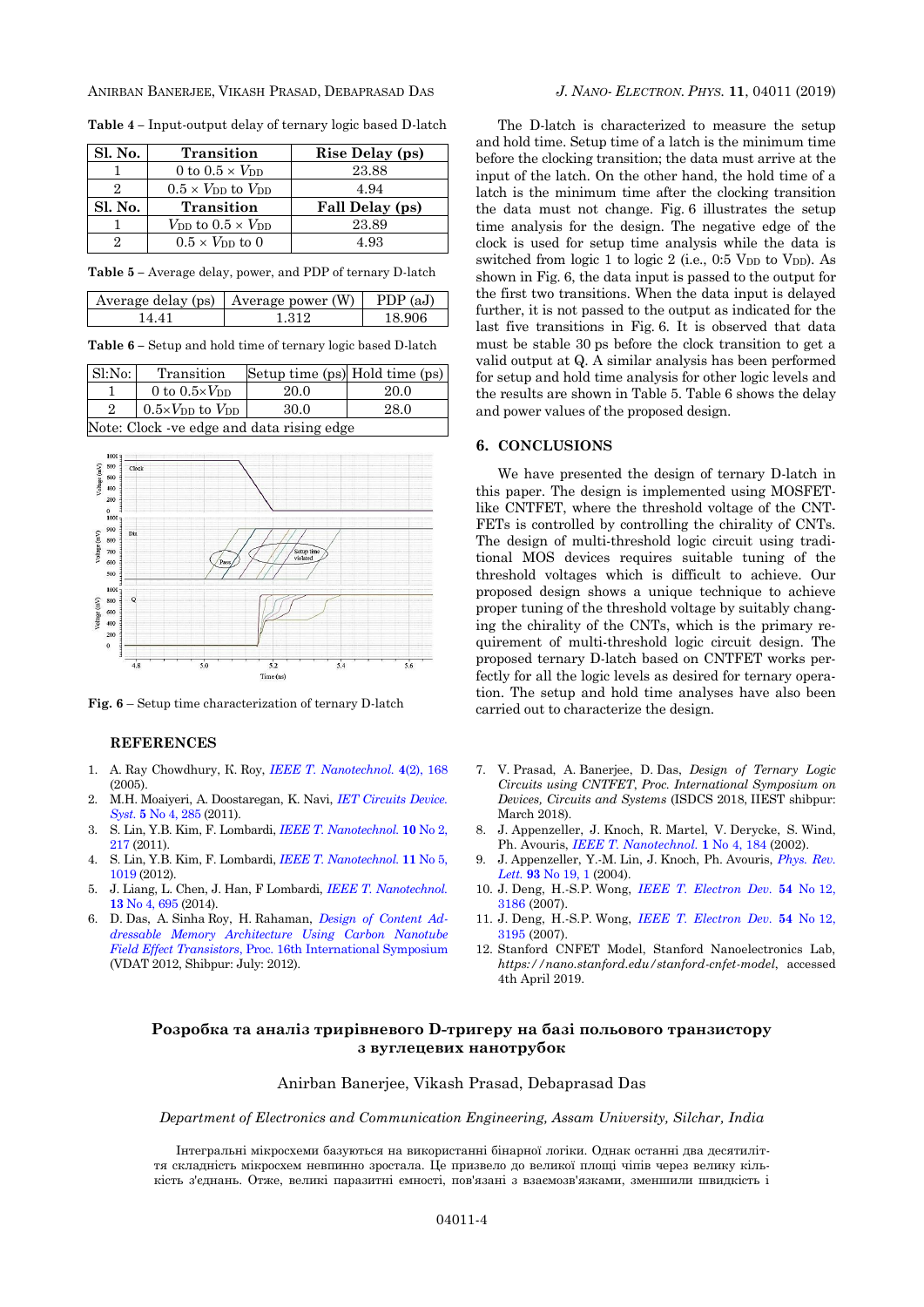**Table 4** – Input-output delay of ternary logic based D-latch

| Sl. No. | Transition | Rise Delay (ps) |
|---|---|---|
| 1 | 0 to 0.5 × $V_{DD}$ | 23.88 |
| 2 | 0.5 × $V_{DD}$ to $V_{DD}$ | 4.94 |
| **Sl. No.** | **Transition** | **Fall Delay (ps)** |
| 1 | $V_{DD}$ to 0.5 × $V_{DD}$ | 23.89 |
| 2 | 0.5 × $V_{DD}$ to 0 | 4.93 |

**Table 5** – Average delay, power, and PDP of ternary D-latch

| Average delay (ps) | Average power (W) | PDP (aJ) |
|---|---|---|
| 14.41 | 1.312 | 18.906 |

**Table 6** – Setup and hold time of ternary logic based D-latch

| Sl:No: | Transition | Setup time (ps) | Hold time (ps) |
|---|---|---|---|
| 1 | 0 to 0.5×$V_{DD}$ | 20.0 | 20.0 |
| 2 | 0.5×$V_{DD}$ to $V_{DD}$ | 30.0 | 28.0 |
| Note: Clock -ve edge and data rising edge | | | |

**Fig. 6** – Setup time characterization of ternary D-latch

The D-latch is characterized to measure the setup and hold time. Setup time of a latch is the minimum time before the clocking transition; the data must arrive at the input of the latch. On the other hand, the hold time of a latch is the minimum time after the clocking transition the data must not change. Fig. 6 illustrates the setup time analysis for the design. The negative edge of the clock is used for setup time analysis while the data is switched from logic 1 to logic 2 (i.e., 0:5 $V_{DD}$ to $V_{DD}$). As shown in Fig. 6, the data input is passed to the output for the first two transitions. When the data input is delayed further, it is not passed to the output as indicated for the last five transitions in Fig. 6. It is observed that data must be stable 30 ps before the clock transition to get a valid output at Q. A similar analysis has been performed for setup and hold time analysis for other logic levels and the results are shown in Table 5. Table 6 shows the delay and power values of the proposed design.

## 6. CONCLUSIONS

We have presented the design of ternary D-latch in this paper. The design is implemented using MOSFET-like CNTFET, where the threshold voltage of the CNT-FETs is controlled by controlling the chirality of CNTs. The design of multi-threshold logic circuit using traditional MOS devices requires suitable tuning of the threshold voltages which is difficult to achieve. Our proposed design shows a unique technique to achieve proper tuning of the threshold voltage by suitably changing the chirality of the CNTs, which is the primary requirement of multi-threshold logic circuit design. The proposed ternary D-latch based on CNTFET works perfectly for all the logic levels as desired for ternary operation. The setup and hold time analyses have also been carried out to characterize the design.

## REFERENCES

1. A. Ray Chowdhury, K. Roy, *IEEE T. Nanotechnol.* **4**(2), 168 (2005).
2. M.H. Moaiyeri, A. Doostaregan, K. Navi, *IET Circuits Device. Syst.* **5** No 4, 285 (2011).
3. S. Lin, Y.B. Kim, F. Lombardi, *IEEE T. Nanotechnol.* **10** No 2, 217 (2011).
4. S. Lin, Y.B. Kim, F. Lombardi, *IEEE T. Nanotechnol.* **11** No 5, 1019 (2012).
5. J. Liang, L. Chen, J. Han, F Lombardi, *IEEE T. Nanotechnol.* **13** No 4, 695 (2014).
6. D. Das, A. Sinha Roy, H. Rahaman, *Design of Content Addressable Memory Architecture Using Carbon Nanotube Field Effect Transistors*, Proc. 16th International Symposium (VDAT 2012, Shibpur: July: 2012).
7. V. Prasad, A. Banerjee, D. Das, *Design of Ternary Logic Circuits using CNTFET, Proc. International Symposium on Devices, Circuits and Systems* (ISDCS 2018, IIEST shibpur: March 2018).
8. J. Appenzeller, J. Knoch, R. Martel, V. Derycke, S. Wind, Ph. Avouris, *IEEE T. Nanotechnol.* **1** No 4, 184 (2002).
9. J. Appenzeller, Y.-M. Lin, J. Knoch, Ph. Avouris, *Phys. Rev. Lett.* **93** No 19, 1 (2004).
10. J. Deng, H.-S.P. Wong, *IEEE T. Electron Dev.* **54** No 12, 3186 (2007).
11. J. Deng, H.-S.P. Wong, *IEEE T. Electron Dev.* **54** No 12, 3195 (2007).
12. Stanford CNFET Model, Stanford Nanoelectronics Lab, *https://nano.stanford.edu/stanford-cnfet-model*, accessed 4th April 2019.

## Розробка та аналіз трирівневого D-тригеру на базі польового транзистору з вуглецевих нанотрубок

Anirban Banerjee, Vikash Prasad, Debaprasad Das

*Department of Electronics and Communication Engineering, Assam University, Silchar, India*

Інтегральні мікросхеми базуються на використанні бінарної логіки. Однак останні два десятиліття складність мікросхем невпинно зростала. Це призвело до великої площі чіпів через велику кількість з'єднань. Отже, великі паразитні ємності, пов'язані з взаємозв'язками, зменшили швидкість і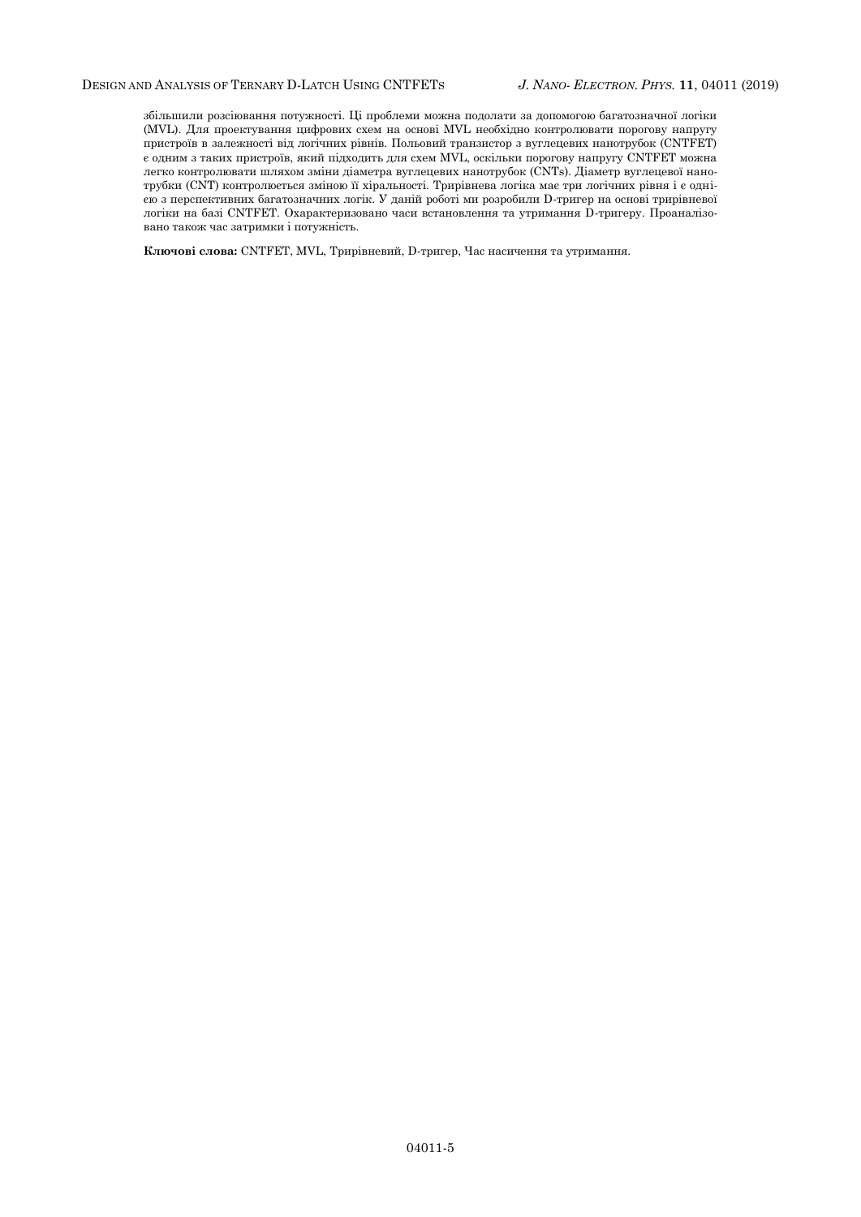збільшили розсіювання потужності. Ці проблеми можна подолати за допомогою багатозначної логіки (MVL). Для проектування цифрових схем на основі MVL необхідно контролювати порогову напругу пристроїв в залежності від логічних рівнів. Польовий транзистор з вуглецевих нанотрубок (CNTFET) є одним з таких пристроїв, який підходить для схем MVL, оскільки порогову напругу CNTFET можна легко контролювати шляхом зміни діаметра вуглецевих нанотрубок (CNTs). Діаметр вуглецевої нанотрубки (CNT) контролюється зміною її хіральності. Трирівнева логіка має три логічних рівня і є однією з перспективних багатозначних логік. У даній роботі ми розробили D-тригер на основі трирівневої логіки на базі CNTFET. Охарактеризовано часи встановлення та утримання D-тригеру. Проаналізовано також час затримки і потужність.

**Ключові слова:** CNTFET, MVL, Трирівневий, D-тригер, Час насичення та утримання.